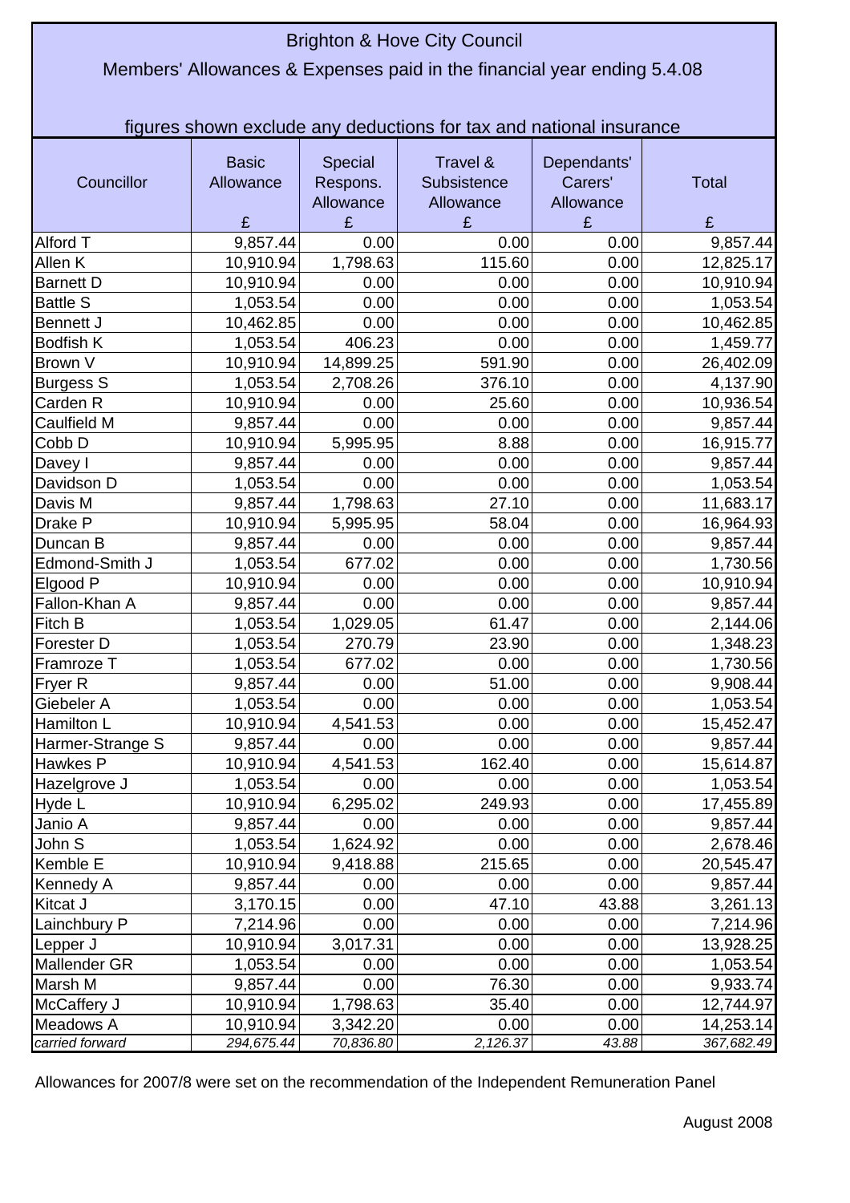# Brighton & Hove City Council

## Members' Allowances & Expenses paid in the financial year ending 5.4.08

figures shown exclude any deductions for tax and national insurance

| Councillor | Basic Allowance £ | Special Respons. Allowance £ | Travel & Subsistence Allowance £ | Dependants' Carers' Allowance £ | Total £ |
|---|---|---|---|---|---|
| Alford T | 9,857.44 | 0.00 | 0.00 | 0.00 | 9,857.44 |
| Allen K | 10,910.94 | 1,798.63 | 115.60 | 0.00 | 12,825.17 |
| Barnett D | 10,910.94 | 0.00 | 0.00 | 0.00 | 10,910.94 |
| Battle S | 1,053.54 | 0.00 | 0.00 | 0.00 | 1,053.54 |
| Bennett J | 10,462.85 | 0.00 | 0.00 | 0.00 | 10,462.85 |
| Bodfish K | 1,053.54 | 406.23 | 0.00 | 0.00 | 1,459.77 |
| Brown V | 10,910.94 | 14,899.25 | 591.90 | 0.00 | 26,402.09 |
| Burgess S | 1,053.54 | 2,708.26 | 376.10 | 0.00 | 4,137.90 |
| Carden R | 10,910.94 | 0.00 | 25.60 | 0.00 | 10,936.54 |
| Caulfield M | 9,857.44 | 0.00 | 0.00 | 0.00 | 9,857.44 |
| Cobb D | 10,910.94 | 5,995.95 | 8.88 | 0.00 | 16,915.77 |
| Davey I | 9,857.44 | 0.00 | 0.00 | 0.00 | 9,857.44 |
| Davidson D | 1,053.54 | 0.00 | 0.00 | 0.00 | 1,053.54 |
| Davis M | 9,857.44 | 1,798.63 | 27.10 | 0.00 | 11,683.17 |
| Drake P | 10,910.94 | 5,995.95 | 58.04 | 0.00 | 16,964.93 |
| Duncan B | 9,857.44 | 0.00 | 0.00 | 0.00 | 9,857.44 |
| Edmond-Smith J | 1,053.54 | 677.02 | 0.00 | 0.00 | 1,730.56 |
| Elgood P | 10,910.94 | 0.00 | 0.00 | 0.00 | 10,910.94 |
| Fallon-Khan A | 9,857.44 | 0.00 | 0.00 | 0.00 | 9,857.44 |
| Fitch B | 1,053.54 | 1,029.05 | 61.47 | 0.00 | 2,144.06 |
| Forester D | 1,053.54 | 270.79 | 23.90 | 0.00 | 1,348.23 |
| Framroze T | 1,053.54 | 677.02 | 0.00 | 0.00 | 1,730.56 |
| Fryer R | 9,857.44 | 0.00 | 51.00 | 0.00 | 9,908.44 |
| Giebeler A | 1,053.54 | 0.00 | 0.00 | 0.00 | 1,053.54 |
| Hamilton L | 10,910.94 | 4,541.53 | 0.00 | 0.00 | 15,452.47 |
| Harmer-Strange S | 9,857.44 | 0.00 | 0.00 | 0.00 | 9,857.44 |
| Hawkes P | 10,910.94 | 4,541.53 | 162.40 | 0.00 | 15,614.87 |
| Hazelgrove J | 1,053.54 | 0.00 | 0.00 | 0.00 | 1,053.54 |
| Hyde L | 10,910.94 | 6,295.02 | 249.93 | 0.00 | 17,455.89 |
| Janio A | 9,857.44 | 0.00 | 0.00 | 0.00 | 9,857.44 |
| John S | 1,053.54 | 1,624.92 | 0.00 | 0.00 | 2,678.46 |
| Kemble E | 10,910.94 | 9,418.88 | 215.65 | 0.00 | 20,545.47 |
| Kennedy A | 9,857.44 | 0.00 | 0.00 | 0.00 | 9,857.44 |
| Kitcat J | 3,170.15 | 0.00 | 47.10 | 43.88 | 3,261.13 |
| Lainchbury P | 7,214.96 | 0.00 | 0.00 | 0.00 | 7,214.96 |
| Lepper J | 10,910.94 | 3,017.31 | 0.00 | 0.00 | 13,928.25 |
| Mallender GR | 1,053.54 | 0.00 | 0.00 | 0.00 | 1,053.54 |
| Marsh M | 9,857.44 | 0.00 | 76.30 | 0.00 | 9,933.74 |
| McCaffery J | 10,910.94 | 1,798.63 | 35.40 | 0.00 | 12,744.97 |
| Meadows A | 10,910.94 | 3,342.20 | 0.00 | 0.00 | 14,253.14 |
| *carried forward* | *294,675.44* | *70,836.80* | *2,126.37* | *43.88* | *367,682.49* |

Allowances for 2007/8 were set on the recommendation of the Independent Remuneration Panel

August 2008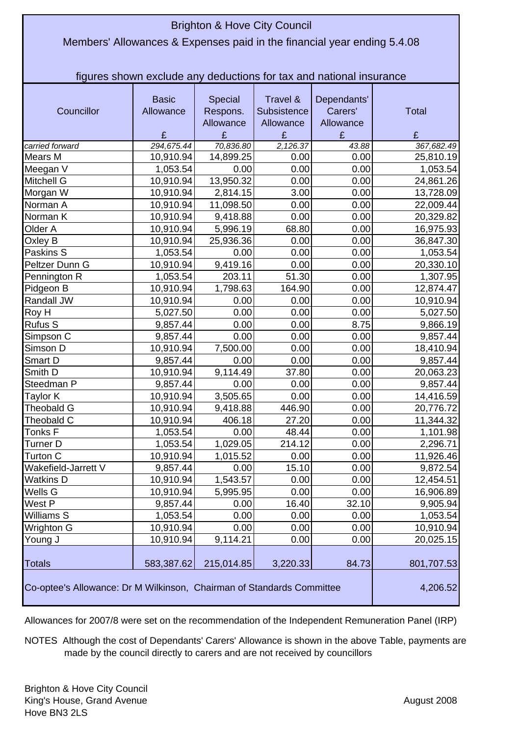Brighton & Hove City Council

Members' Allowances & Expenses paid in the financial year ending 5.4.08

figures shown exclude any deductions for tax and national insurance

| Councillor | Basic Allowance £ | Special Respons. Allowance £ | Travel & Subsistence Allowance £ | Dependants' Carers' Allowance £ | Total £ |
|---|---|---|---|---|---|
| *carried forward* | *294,675.44* | *70,836.80* | *2,126.37* | *43.88* | *367,682.49* |
| Mears M | 10,910.94 | 14,899.25 | 0.00 | 0.00 | 25,810.19 |
| Meegan V | 1,053.54 | 0.00 | 0.00 | 0.00 | 1,053.54 |
| Mitchell G | 10,910.94 | 13,950.32 | 0.00 | 0.00 | 24,861.26 |
| Morgan W | 10,910.94 | 2,814.15 | 3.00 | 0.00 | 13,728.09 |
| Norman A | 10,910.94 | 11,098.50 | 0.00 | 0.00 | 22,009.44 |
| Norman K | 10,910.94 | 9,418.88 | 0.00 | 0.00 | 20,329.82 |
| Older A | 10,910.94 | 5,996.19 | 68.80 | 0.00 | 16,975.93 |
| Oxley B | 10,910.94 | 25,936.36 | 0.00 | 0.00 | 36,847.30 |
| Paskins S | 1,053.54 | 0.00 | 0.00 | 0.00 | 1,053.54 |
| Peltzer Dunn G | 10,910.94 | 9,419.16 | 0.00 | 0.00 | 20,330.10 |
| Pennington R | 1,053.54 | 203.11 | 51.30 | 0.00 | 1,307.95 |
| Pidgeon B | 10,910.94 | 1,798.63 | 164.90 | 0.00 | 12,874.47 |
| Randall JW | 10,910.94 | 0.00 | 0.00 | 0.00 | 10,910.94 |
| Roy H | 5,027.50 | 0.00 | 0.00 | 0.00 | 5,027.50 |
| Rufus S | 9,857.44 | 0.00 | 0.00 | 8.75 | 9,866.19 |
| Simpson C | 9,857.44 | 0.00 | 0.00 | 0.00 | 9,857.44 |
| Simson D | 10,910.94 | 7,500.00 | 0.00 | 0.00 | 18,410.94 |
| Smart D | 9,857.44 | 0.00 | 0.00 | 0.00 | 9,857.44 |
| Smith D | 10,910.94 | 9,114.49 | 37.80 | 0.00 | 20,063.23 |
| Steedman P | 9,857.44 | 0.00 | 0.00 | 0.00 | 9,857.44 |
| Taylor K | 10,910.94 | 3,505.65 | 0.00 | 0.00 | 14,416.59 |
| Theobald G | 10,910.94 | 9,418.88 | 446.90 | 0.00 | 20,776.72 |
| Theobald C | 10,910.94 | 406.18 | 27.20 | 0.00 | 11,344.32 |
| Tonks F | 1,053.54 | 0.00 | 48.44 | 0.00 | 1,101.98 |
| Turner D | 1,053.54 | 1,029.05 | 214.12 | 0.00 | 2,296.71 |
| Turton C | 10,910.94 | 1,015.52 | 0.00 | 0.00 | 11,926.46 |
| Wakefield-Jarrett V | 9,857.44 | 0.00 | 15.10 | 0.00 | 9,872.54 |
| Watkins D | 10,910.94 | 1,543.57 | 0.00 | 0.00 | 12,454.51 |
| Wells G | 10,910.94 | 5,995.95 | 0.00 | 0.00 | 16,906.89 |
| West P | 9,857.44 | 0.00 | 16.40 | 32.10 | 9,905.94 |
| Williams S | 1,053.54 | 0.00 | 0.00 | 0.00 | 1,053.54 |
| Wrighton G | 10,910.94 | 0.00 | 0.00 | 0.00 | 10,910.94 |
| Young J | 10,910.94 | 9,114.21 | 0.00 | 0.00 | 20,025.15 |
| Totals | 583,387.62 | 215,014.85 | 3,220.33 | 84.73 | 801,707.53 |
| Co-optee's Allowance: Dr M Wilkinson, Chairman of Standards Committee | | | | | 4,206.52 |

Allowances for 2007/8 were set on the recommendation of the Independent Remuneration Panel (IRP)

NOTES Although the cost of Dependants' Carers' Allowance is shown in the above Table, payments are made by the council directly to carers and are not received by councillors

Brighton & Hove City Council
King's House, Grand Avenue
Hove BN3 2LS

August 2008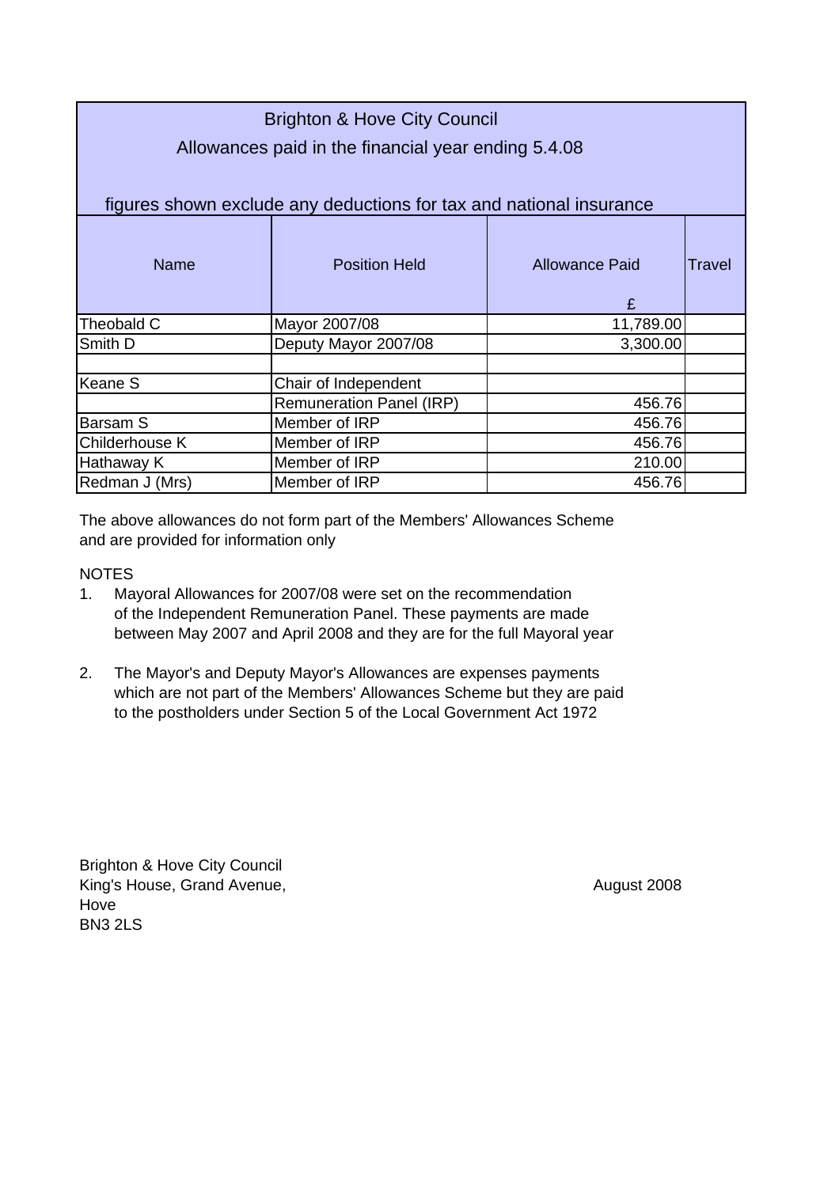Brighton & Hove City Council

Allowances paid in the financial year ending 5.4.08

figures shown exclude any deductions for tax and national insurance

| Name | Position Held | Allowance Paid £ | Travel |
|---|---|---|---|
| Theobald C | Mayor 2007/08 | 11,789.00 | |
| Smith D | Deputy Mayor 2007/08 | 3,300.00 | |
| | | | |
| Keane S | Chair of Independent | | |
| | Remuneration Panel (IRP) | 456.76 | |
| Barsam S | Member of IRP | 456.76 | |
| Childerhouse K | Member of IRP | 456.76 | |
| Hathaway K | Member of IRP | 210.00 | |
| Redman J (Mrs) | Member of IRP | 456.76 | |

The above allowances do not form part of the Members' Allowances Scheme and are provided for information only

NOTES

1. Mayoral Allowances for 2007/08 were set on the recommendation of the Independent Remuneration Panel. These payments are made between May 2007 and April 2008 and they are for the full Mayoral year

2. The Mayor's and Deputy Mayor's Allowances are expenses payments which are not part of the Members' Allowances Scheme but they are paid to the postholders under Section 5 of the Local Government Act 1972

Brighton & Hove City Council
King's House, Grand Avenue,
Hove
BN3 2LS

August 2008